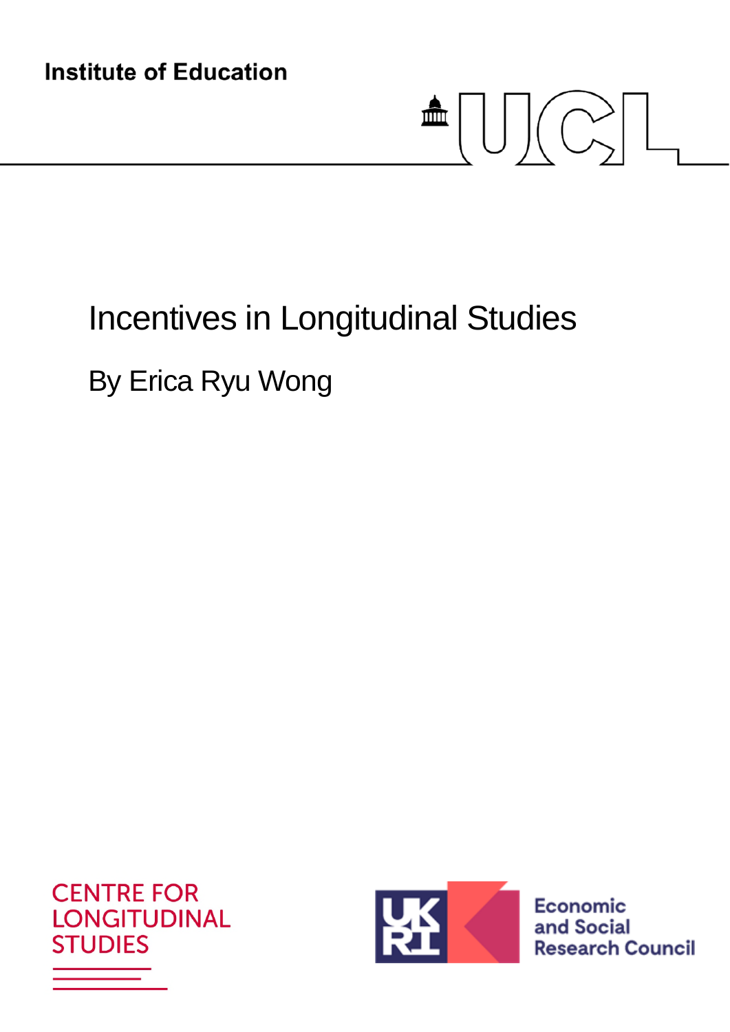Institute of Education

UCL

# Incentives in Longitudinal Studies

By Erica Ryu Wong

CENTRE FOR LONGITUDINAL STUDIES

UKRI Economic and Social Research Council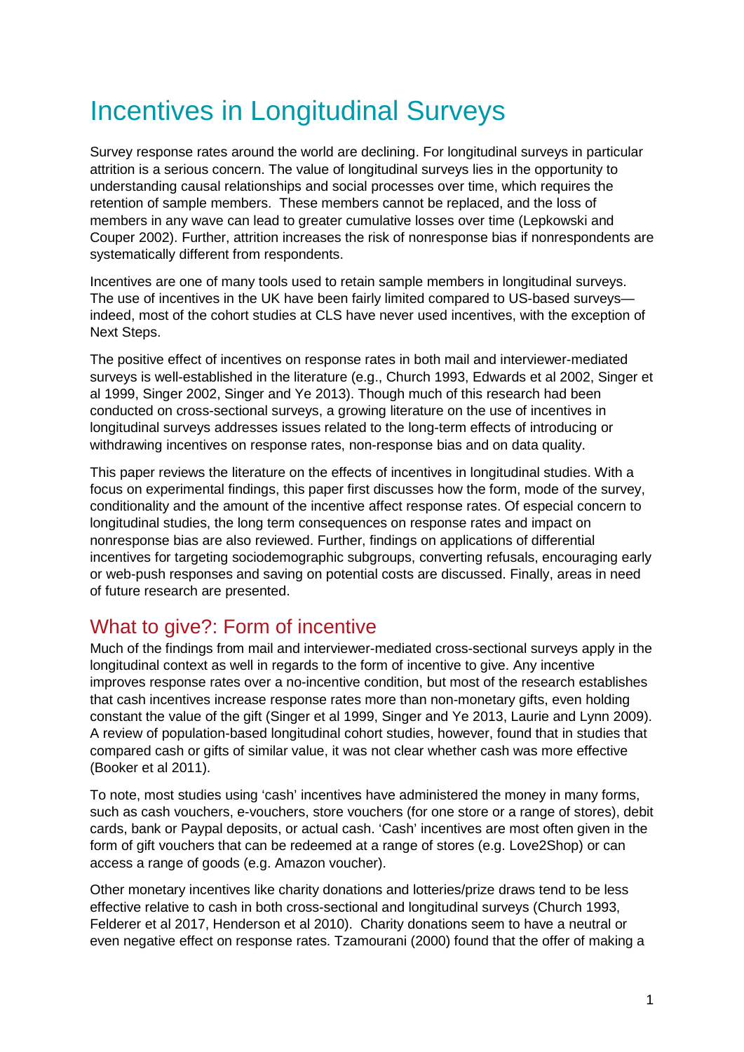# Incentives in Longitudinal Surveys

Survey response rates around the world are declining. For longitudinal surveys in particular attrition is a serious concern. The value of longitudinal surveys lies in the opportunity to understanding causal relationships and social processes over time, which requires the retention of sample members. These members cannot be replaced, and the loss of members in any wave can lead to greater cumulative losses over time (Lepkowski and Couper 2002). Further, attrition increases the risk of nonresponse bias if nonrespondents are systematically different from respondents.

Incentives are one of many tools used to retain sample members in longitudinal surveys. The use of incentives in the UK have been fairly limited compared to US-based surveys—indeed, most of the cohort studies at CLS have never used incentives, with the exception of Next Steps.

The positive effect of incentives on response rates in both mail and interviewer-mediated surveys is well-established in the literature (e.g., Church 1993, Edwards et al 2002, Singer et al 1999, Singer 2002, Singer and Ye 2013). Though much of this research had been conducted on cross-sectional surveys, a growing literature on the use of incentives in longitudinal surveys addresses issues related to the long-term effects of introducing or withdrawing incentives on response rates, non-response bias and on data quality.

This paper reviews the literature on the effects of incentives in longitudinal studies. With a focus on experimental findings, this paper first discusses how the form, mode of the survey, conditionality and the amount of the incentive affect response rates. Of especial concern to longitudinal studies, the long term consequences on response rates and impact on nonresponse bias are also reviewed. Further, findings on applications of differential incentives for targeting sociodemographic subgroups, converting refusals, encouraging early or web-push responses and saving on potential costs are discussed. Finally, areas in need of future research are presented.

## What to give?: Form of incentive

Much of the findings from mail and interviewer-mediated cross-sectional surveys apply in the longitudinal context as well in regards to the form of incentive to give. Any incentive improves response rates over a no-incentive condition, but most of the research establishes that cash incentives increase response rates more than non-monetary gifts, even holding constant the value of the gift (Singer et al 1999, Singer and Ye 2013, Laurie and Lynn 2009). A review of population-based longitudinal cohort studies, however, found that in studies that compared cash or gifts of similar value, it was not clear whether cash was more effective (Booker et al 2011).

To note, most studies using 'cash' incentives have administered the money in many forms, such as cash vouchers, e-vouchers, store vouchers (for one store or a range of stores), debit cards, bank or Paypal deposits, or actual cash. 'Cash' incentives are most often given in the form of gift vouchers that can be redeemed at a range of stores (e.g. Love2Shop) or can access a range of goods (e.g. Amazon voucher).

Other monetary incentives like charity donations and lotteries/prize draws tend to be less effective relative to cash in both cross-sectional and longitudinal surveys (Church 1993, Felderer et al 2017, Henderson et al 2010). Charity donations seem to have a neutral or even negative effect on response rates. Tzamourani (2000) found that the offer of making a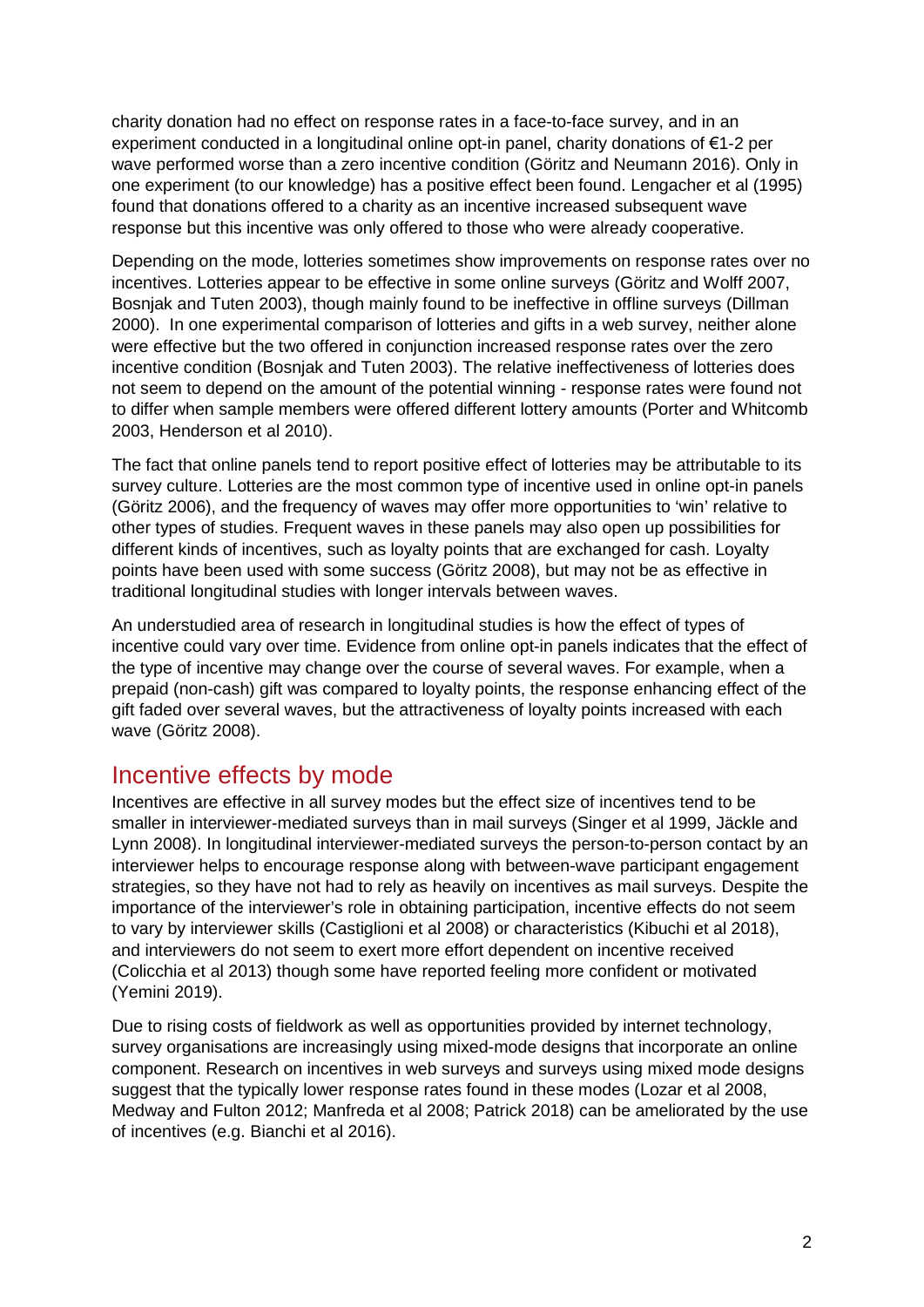charity donation had no effect on response rates in a face-to-face survey, and in an experiment conducted in a longitudinal online opt-in panel, charity donations of €1-2 per wave performed worse than a zero incentive condition (Göritz and Neumann 2016). Only in one experiment (to our knowledge) has a positive effect been found. Lengacher et al (1995) found that donations offered to a charity as an incentive increased subsequent wave response but this incentive was only offered to those who were already cooperative.

Depending on the mode, lotteries sometimes show improvements on response rates over no incentives. Lotteries appear to be effective in some online surveys (Göritz and Wolff 2007, Bosnjak and Tuten 2003), though mainly found to be ineffective in offline surveys (Dillman 2000). In one experimental comparison of lotteries and gifts in a web survey, neither alone were effective but the two offered in conjunction increased response rates over the zero incentive condition (Bosnjak and Tuten 2003). The relative ineffectiveness of lotteries does not seem to depend on the amount of the potential winning - response rates were found not to differ when sample members were offered different lottery amounts (Porter and Whitcomb 2003, Henderson et al 2010).

The fact that online panels tend to report positive effect of lotteries may be attributable to its survey culture. Lotteries are the most common type of incentive used in online opt-in panels (Göritz 2006), and the frequency of waves may offer more opportunities to 'win' relative to other types of studies. Frequent waves in these panels may also open up possibilities for different kinds of incentives, such as loyalty points that are exchanged for cash. Loyalty points have been used with some success (Göritz 2008), but may not be as effective in traditional longitudinal studies with longer intervals between waves.

An understudied area of research in longitudinal studies is how the effect of types of incentive could vary over time. Evidence from online opt-in panels indicates that the effect of the type of incentive may change over the course of several waves. For example, when a prepaid (non-cash) gift was compared to loyalty points, the response enhancing effect of the gift faded over several waves, but the attractiveness of loyalty points increased with each wave (Göritz 2008).

## Incentive effects by mode

Incentives are effective in all survey modes but the effect size of incentives tend to be smaller in interviewer-mediated surveys than in mail surveys (Singer et al 1999, Jäckle and Lynn 2008). In longitudinal interviewer-mediated surveys the person-to-person contact by an interviewer helps to encourage response along with between-wave participant engagement strategies, so they have not had to rely as heavily on incentives as mail surveys. Despite the importance of the interviewer's role in obtaining participation, incentive effects do not seem to vary by interviewer skills (Castiglioni et al 2008) or characteristics (Kibuchi et al 2018), and interviewers do not seem to exert more effort dependent on incentive received (Colicchia et al 2013) though some have reported feeling more confident or motivated (Yemini 2019).

Due to rising costs of fieldwork as well as opportunities provided by internet technology, survey organisations are increasingly using mixed-mode designs that incorporate an online component. Research on incentives in web surveys and surveys using mixed mode designs suggest that the typically lower response rates found in these modes (Lozar et al 2008, Medway and Fulton 2012; Manfreda et al 2008; Patrick 2018) can be ameliorated by the use of incentives (e.g. Bianchi et al 2016).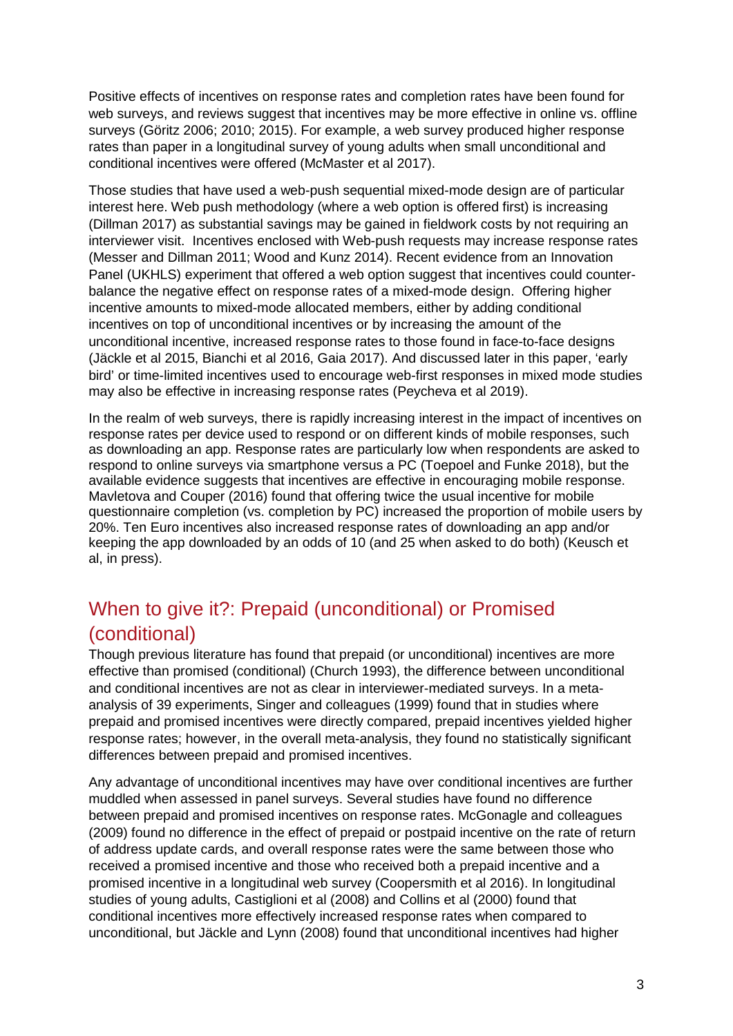Positive effects of incentives on response rates and completion rates have been found for web surveys, and reviews suggest that incentives may be more effective in online vs. offline surveys (Göritz 2006; 2010; 2015). For example, a web survey produced higher response rates than paper in a longitudinal survey of young adults when small unconditional and conditional incentives were offered (McMaster et al 2017).

Those studies that have used a web-push sequential mixed-mode design are of particular interest here. Web push methodology (where a web option is offered first) is increasing (Dillman 2017) as substantial savings may be gained in fieldwork costs by not requiring an interviewer visit. Incentives enclosed with Web-push requests may increase response rates (Messer and Dillman 2011; Wood and Kunz 2014). Recent evidence from an Innovation Panel (UKHLS) experiment that offered a web option suggest that incentives could counter-balance the negative effect on response rates of a mixed-mode design. Offering higher incentive amounts to mixed-mode allocated members, either by adding conditional incentives on top of unconditional incentives or by increasing the amount of the unconditional incentive, increased response rates to those found in face-to-face designs (Jäckle et al 2015, Bianchi et al 2016, Gaia 2017). And discussed later in this paper, 'early bird' or time-limited incentives used to encourage web-first responses in mixed mode studies may also be effective in increasing response rates (Peycheva et al 2019).

In the realm of web surveys, there is rapidly increasing interest in the impact of incentives on response rates per device used to respond or on different kinds of mobile responses, such as downloading an app. Response rates are particularly low when respondents are asked to respond to online surveys via smartphone versus a PC (Toepoel and Funke 2018), but the available evidence suggests that incentives are effective in encouraging mobile response. Mavletova and Couper (2016) found that offering twice the usual incentive for mobile questionnaire completion (vs. completion by PC) increased the proportion of mobile users by 20%. Ten Euro incentives also increased response rates of downloading an app and/or keeping the app downloaded by an odds of 10 (and 25 when asked to do both) (Keusch et al, in press).

## When to give it?: Prepaid (unconditional) or Promised (conditional)

Though previous literature has found that prepaid (or unconditional) incentives are more effective than promised (conditional) (Church 1993), the difference between unconditional and conditional incentives are not as clear in interviewer-mediated surveys. In a meta-analysis of 39 experiments, Singer and colleagues (1999) found that in studies where prepaid and promised incentives were directly compared, prepaid incentives yielded higher response rates; however, in the overall meta-analysis, they found no statistically significant differences between prepaid and promised incentives.

Any advantage of unconditional incentives may have over conditional incentives are further muddled when assessed in panel surveys. Several studies have found no difference between prepaid and promised incentives on response rates. McGonagle and colleagues (2009) found no difference in the effect of prepaid or postpaid incentive on the rate of return of address update cards, and overall response rates were the same between those who received a promised incentive and those who received both a prepaid incentive and a promised incentive in a longitudinal web survey (Coopersmith et al 2016). In longitudinal studies of young adults, Castiglioni et al (2008) and Collins et al (2000) found that conditional incentives more effectively increased response rates when compared to unconditional, but Jäckle and Lynn (2008) found that unconditional incentives had higher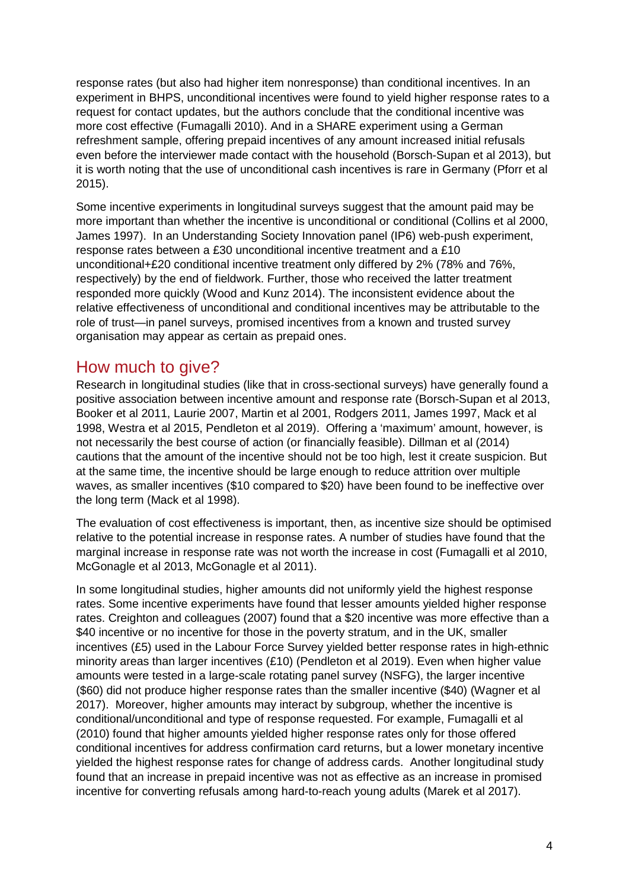response rates (but also had higher item nonresponse) than conditional incentives. In an experiment in BHPS, unconditional incentives were found to yield higher response rates to a request for contact updates, but the authors conclude that the conditional incentive was more cost effective (Fumagalli 2010). And in a SHARE experiment using a German refreshment sample, offering prepaid incentives of any amount increased initial refusals even before the interviewer made contact with the household (Borsch-Supan et al 2013), but it is worth noting that the use of unconditional cash incentives is rare in Germany (Pforr et al 2015).

Some incentive experiments in longitudinal surveys suggest that the amount paid may be more important than whether the incentive is unconditional or conditional (Collins et al 2000, James 1997). In an Understanding Society Innovation panel (IP6) web-push experiment, response rates between a £30 unconditional incentive treatment and a £10 unconditional+£20 conditional incentive treatment only differed by 2% (78% and 76%, respectively) by the end of fieldwork. Further, those who received the latter treatment responded more quickly (Wood and Kunz 2014). The inconsistent evidence about the relative effectiveness of unconditional and conditional incentives may be attributable to the role of trust—in panel surveys, promised incentives from a known and trusted survey organisation may appear as certain as prepaid ones.

## How much to give?

Research in longitudinal studies (like that in cross-sectional surveys) have generally found a positive association between incentive amount and response rate (Borsch-Supan et al 2013, Booker et al 2011, Laurie 2007, Martin et al 2001, Rodgers 2011, James 1997, Mack et al 1998, Westra et al 2015, Pendleton et al 2019). Offering a 'maximum' amount, however, is not necessarily the best course of action (or financially feasible). Dillman et al (2014) cautions that the amount of the incentive should not be too high, lest it create suspicion. But at the same time, the incentive should be large enough to reduce attrition over multiple waves, as smaller incentives ($10 compared to $20) have been found to be ineffective over the long term (Mack et al 1998).

The evaluation of cost effectiveness is important, then, as incentive size should be optimised relative to the potential increase in response rates. A number of studies have found that the marginal increase in response rate was not worth the increase in cost (Fumagalli et al 2010, McGonagle et al 2013, McGonagle et al 2011).

In some longitudinal studies, higher amounts did not uniformly yield the highest response rates. Some incentive experiments have found that lesser amounts yielded higher response rates. Creighton and colleagues (2007) found that a $20 incentive was more effective than a $40 incentive or no incentive for those in the poverty stratum, and in the UK, smaller incentives (£5) used in the Labour Force Survey yielded better response rates in high-ethnic minority areas than larger incentives (£10) (Pendleton et al 2019). Even when higher value amounts were tested in a large-scale rotating panel survey (NSFG), the larger incentive ($60) did not produce higher response rates than the smaller incentive ($40) (Wagner et al 2017). Moreover, higher amounts may interact by subgroup, whether the incentive is conditional/unconditional and type of response requested. For example, Fumagalli et al (2010) found that higher amounts yielded higher response rates only for those offered conditional incentives for address confirmation card returns, but a lower monetary incentive yielded the highest response rates for change of address cards. Another longitudinal study found that an increase in prepaid incentive was not as effective as an increase in promised incentive for converting refusals among hard-to-reach young adults (Marek et al 2017).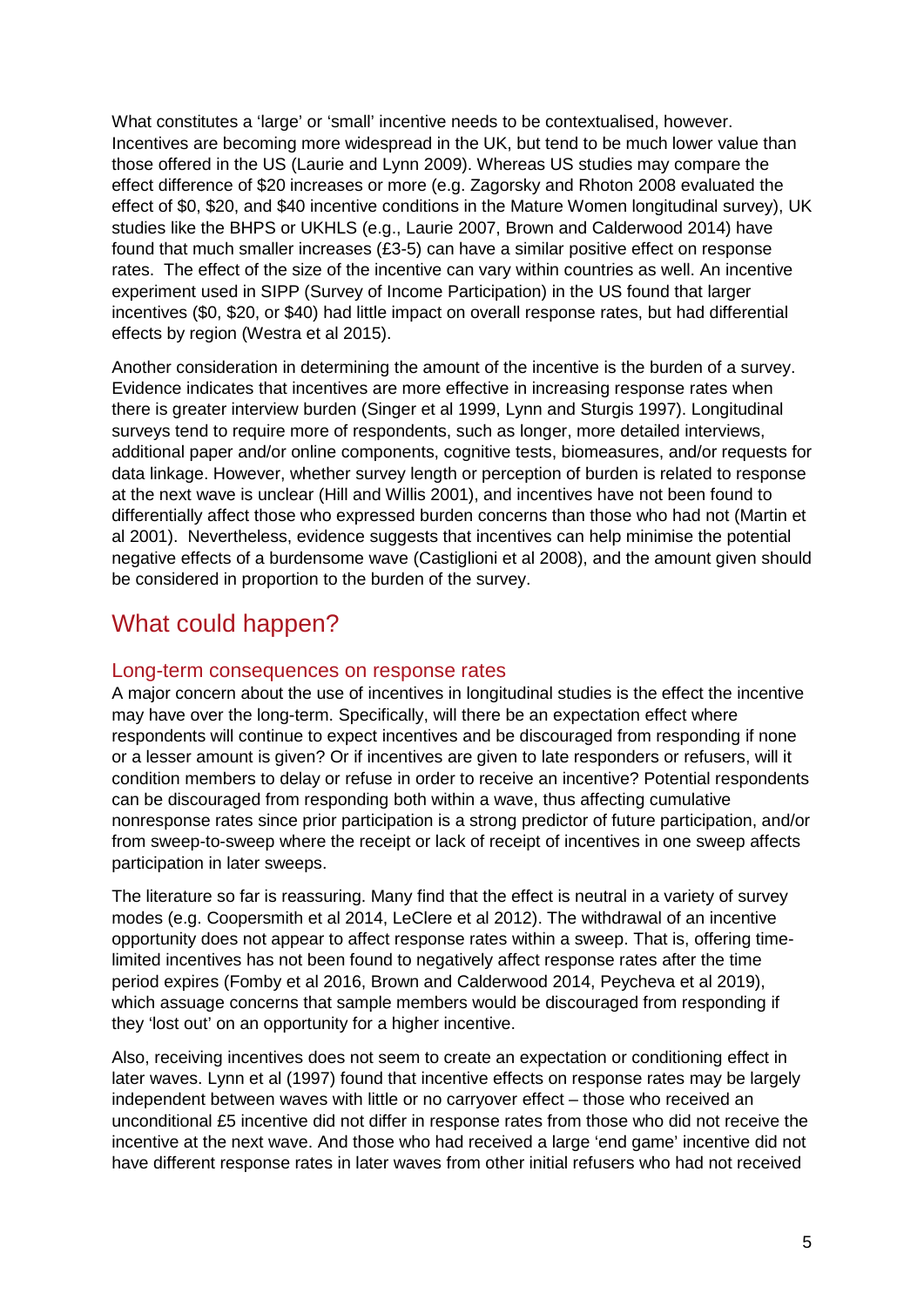What constitutes a 'large' or 'small' incentive needs to be contextualised, however. Incentives are becoming more widespread in the UK, but tend to be much lower value than those offered in the US (Laurie and Lynn 2009). Whereas US studies may compare the effect difference of $20 increases or more (e.g. Zagorsky and Rhoton 2008 evaluated the effect of $0, $20, and $40 incentive conditions in the Mature Women longitudinal survey), UK studies like the BHPS or UKHLS (e.g., Laurie 2007, Brown and Calderwood 2014) have found that much smaller increases (£3-5) can have a similar positive effect on response rates. The effect of the size of the incentive can vary within countries as well. An incentive experiment used in SIPP (Survey of Income Participation) in the US found that larger incentives ($0, $20, or $40) had little impact on overall response rates, but had differential effects by region (Westra et al 2015).

Another consideration in determining the amount of the incentive is the burden of a survey. Evidence indicates that incentives are more effective in increasing response rates when there is greater interview burden (Singer et al 1999, Lynn and Sturgis 1997). Longitudinal surveys tend to require more of respondents, such as longer, more detailed interviews, additional paper and/or online components, cognitive tests, biomeasures, and/or requests for data linkage. However, whether survey length or perception of burden is related to response at the next wave is unclear (Hill and Willis 2001), and incentives have not been found to differentially affect those who expressed burden concerns than those who had not (Martin et al 2001). Nevertheless, evidence suggests that incentives can help minimise the potential negative effects of a burdensome wave (Castiglioni et al 2008), and the amount given should be considered in proportion to the burden of the survey.

# What could happen?

## Long-term consequences on response rates

A major concern about the use of incentives in longitudinal studies is the effect the incentive may have over the long-term. Specifically, will there be an expectation effect where respondents will continue to expect incentives and be discouraged from responding if none or a lesser amount is given? Or if incentives are given to late responders or refusers, will it condition members to delay or refuse in order to receive an incentive? Potential respondents can be discouraged from responding both within a wave, thus affecting cumulative nonresponse rates since prior participation is a strong predictor of future participation, and/or from sweep-to-sweep where the receipt or lack of receipt of incentives in one sweep affects participation in later sweeps.

The literature so far is reassuring. Many find that the effect is neutral in a variety of survey modes (e.g. Coopersmith et al 2014, LeClere et al 2012). The withdrawal of an incentive opportunity does not appear to affect response rates within a sweep. That is, offering time-limited incentives has not been found to negatively affect response rates after the time period expires (Fomby et al 2016, Brown and Calderwood 2014, Peycheva et al 2019), which assuage concerns that sample members would be discouraged from responding if they 'lost out' on an opportunity for a higher incentive.

Also, receiving incentives does not seem to create an expectation or conditioning effect in later waves. Lynn et al (1997) found that incentive effects on response rates may be largely independent between waves with little or no carryover effect – those who received an unconditional £5 incentive did not differ in response rates from those who did not receive the incentive at the next wave. And those who had received a large 'end game' incentive did not have different response rates in later waves from other initial refusers who had not received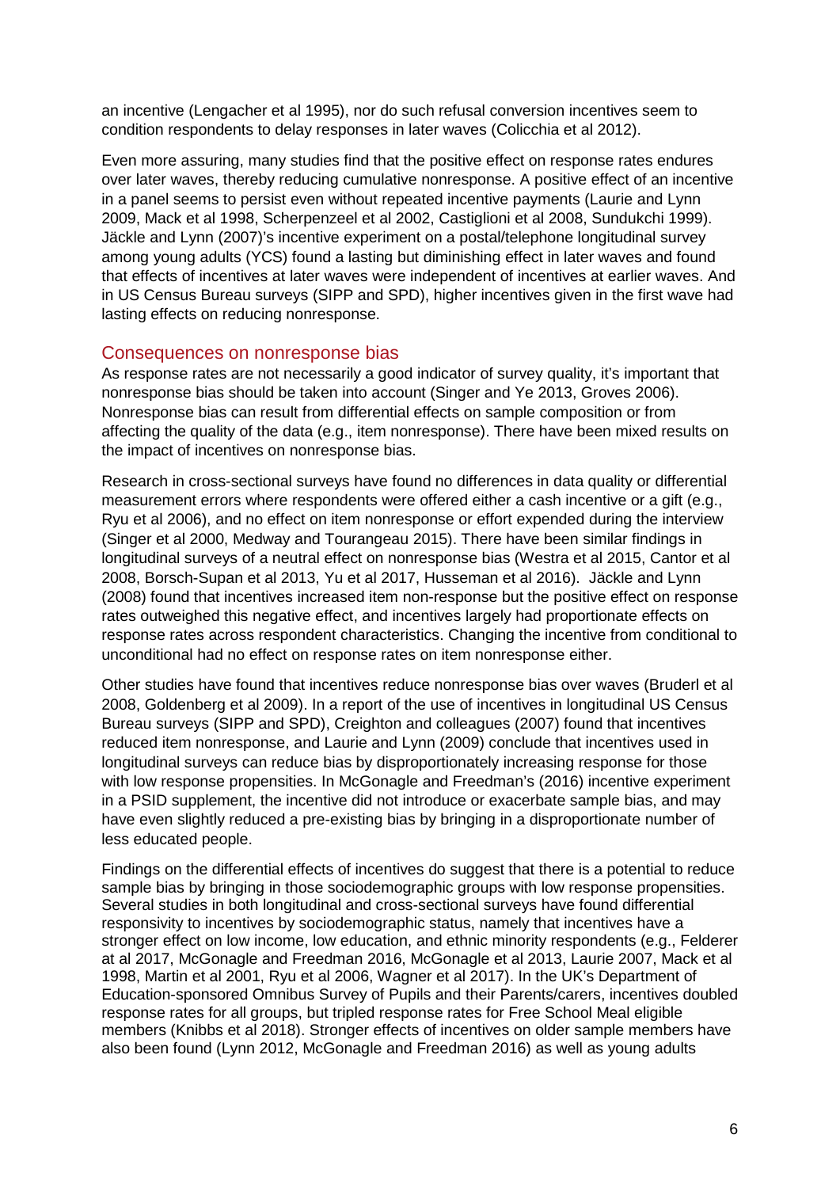an incentive (Lengacher et al 1995), nor do such refusal conversion incentives seem to condition respondents to delay responses in later waves (Colicchia et al 2012).

Even more assuring, many studies find that the positive effect on response rates endures over later waves, thereby reducing cumulative nonresponse. A positive effect of an incentive in a panel seems to persist even without repeated incentive payments (Laurie and Lynn 2009, Mack et al 1998, Scherpenzeel et al 2002, Castiglioni et al 2008, Sundukchi 1999). Jäckle and Lynn (2007)'s incentive experiment on a postal/telephone longitudinal survey among young adults (YCS) found a lasting but diminishing effect in later waves and found that effects of incentives at later waves were independent of incentives at earlier waves. And in US Census Bureau surveys (SIPP and SPD), higher incentives given in the first wave had lasting effects on reducing nonresponse.

## Consequences on nonresponse bias

As response rates are not necessarily a good indicator of survey quality, it's important that nonresponse bias should be taken into account (Singer and Ye 2013, Groves 2006). Nonresponse bias can result from differential effects on sample composition or from affecting the quality of the data (e.g., item nonresponse). There have been mixed results on the impact of incentives on nonresponse bias.

Research in cross-sectional surveys have found no differences in data quality or differential measurement errors where respondents were offered either a cash incentive or a gift (e.g., Ryu et al 2006), and no effect on item nonresponse or effort expended during the interview (Singer et al 2000, Medway and Tourangeau 2015). There have been similar findings in longitudinal surveys of a neutral effect on nonresponse bias (Westra et al 2015, Cantor et al 2008, Borsch-Supan et al 2013, Yu et al 2017, Husseman et al 2016). Jäckle and Lynn (2008) found that incentives increased item non-response but the positive effect on response rates outweighed this negative effect, and incentives largely had proportionate effects on response rates across respondent characteristics. Changing the incentive from conditional to unconditional had no effect on response rates on item nonresponse either.

Other studies have found that incentives reduce nonresponse bias over waves (Bruderl et al 2008, Goldenberg et al 2009). In a report of the use of incentives in longitudinal US Census Bureau surveys (SIPP and SPD), Creighton and colleagues (2007) found that incentives reduced item nonresponse, and Laurie and Lynn (2009) conclude that incentives used in longitudinal surveys can reduce bias by disproportionately increasing response for those with low response propensities. In McGonagle and Freedman's (2016) incentive experiment in a PSID supplement, the incentive did not introduce or exacerbate sample bias, and may have even slightly reduced a pre-existing bias by bringing in a disproportionate number of less educated people.

Findings on the differential effects of incentives do suggest that there is a potential to reduce sample bias by bringing in those sociodemographic groups with low response propensities. Several studies in both longitudinal and cross-sectional surveys have found differential responsivity to incentives by sociodemographic status, namely that incentives have a stronger effect on low income, low education, and ethnic minority respondents (e.g., Felderer at al 2017, McGonagle and Freedman 2016, McGonagle et al 2013, Laurie 2007, Mack et al 1998, Martin et al 2001, Ryu et al 2006, Wagner et al 2017). In the UK's Department of Education-sponsored Omnibus Survey of Pupils and their Parents/carers, incentives doubled response rates for all groups, but tripled response rates for Free School Meal eligible members (Knibbs et al 2018). Stronger effects of incentives on older sample members have also been found (Lynn 2012, McGonagle and Freedman 2016) as well as young adults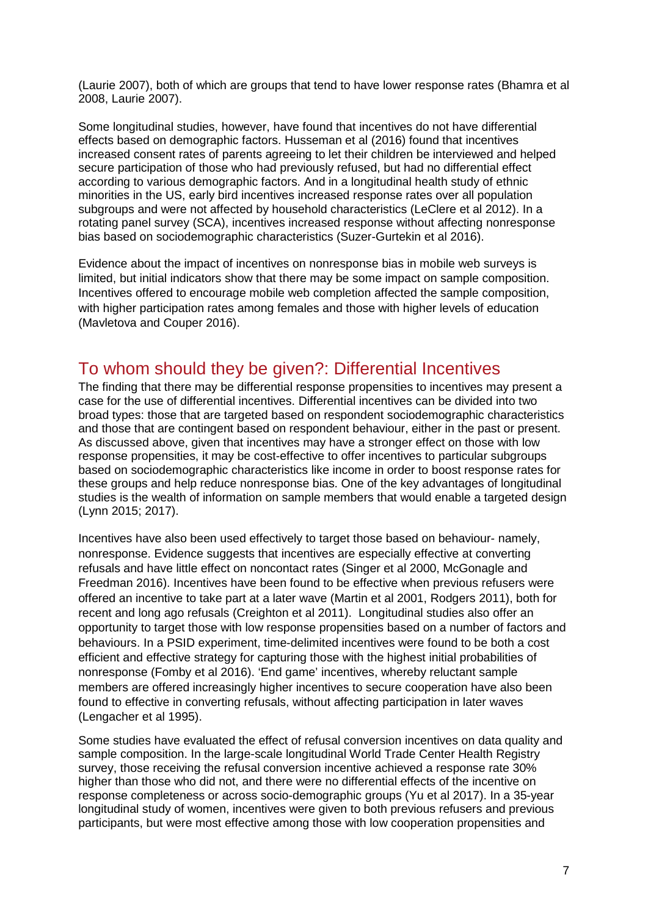(Laurie 2007), both of which are groups that tend to have lower response rates (Bhamra et al 2008, Laurie 2007).

Some longitudinal studies, however, have found that incentives do not have differential effects based on demographic factors. Husseman et al (2016) found that incentives increased consent rates of parents agreeing to let their children be interviewed and helped secure participation of those who had previously refused, but had no differential effect according to various demographic factors. And in a longitudinal health study of ethnic minorities in the US, early bird incentives increased response rates over all population subgroups and were not affected by household characteristics (LeClere et al 2012). In a rotating panel survey (SCA), incentives increased response without affecting nonresponse bias based on sociodemographic characteristics (Suzer-Gurtekin et al 2016).

Evidence about the impact of incentives on nonresponse bias in mobile web surveys is limited, but initial indicators show that there may be some impact on sample composition. Incentives offered to encourage mobile web completion affected the sample composition, with higher participation rates among females and those with higher levels of education (Mavletova and Couper 2016).

## To whom should they be given?: Differential Incentives

The finding that there may be differential response propensities to incentives may present a case for the use of differential incentives. Differential incentives can be divided into two broad types: those that are targeted based on respondent sociodemographic characteristics and those that are contingent based on respondent behaviour, either in the past or present. As discussed above, given that incentives may have a stronger effect on those with low response propensities, it may be cost-effective to offer incentives to particular subgroups based on sociodemographic characteristics like income in order to boost response rates for these groups and help reduce nonresponse bias. One of the key advantages of longitudinal studies is the wealth of information on sample members that would enable a targeted design (Lynn 2015; 2017).

Incentives have also been used effectively to target those based on behaviour- namely, nonresponse. Evidence suggests that incentives are especially effective at converting refusals and have little effect on noncontact rates (Singer et al 2000, McGonagle and Freedman 2016). Incentives have been found to be effective when previous refusers were offered an incentive to take part at a later wave (Martin et al 2001, Rodgers 2011), both for recent and long ago refusals (Creighton et al 2011). Longitudinal studies also offer an opportunity to target those with low response propensities based on a number of factors and behaviours. In a PSID experiment, time-delimited incentives were found to be both a cost efficient and effective strategy for capturing those with the highest initial probabilities of nonresponse (Fomby et al 2016). 'End game' incentives, whereby reluctant sample members are offered increasingly higher incentives to secure cooperation have also been found to effective in converting refusals, without affecting participation in later waves (Lengacher et al 1995).

Some studies have evaluated the effect of refusal conversion incentives on data quality and sample composition. In the large-scale longitudinal World Trade Center Health Registry survey, those receiving the refusal conversion incentive achieved a response rate 30% higher than those who did not, and there were no differential effects of the incentive on response completeness or across socio-demographic groups (Yu et al 2017). In a 35-year longitudinal study of women, incentives were given to both previous refusers and previous participants, but were most effective among those with low cooperation propensities and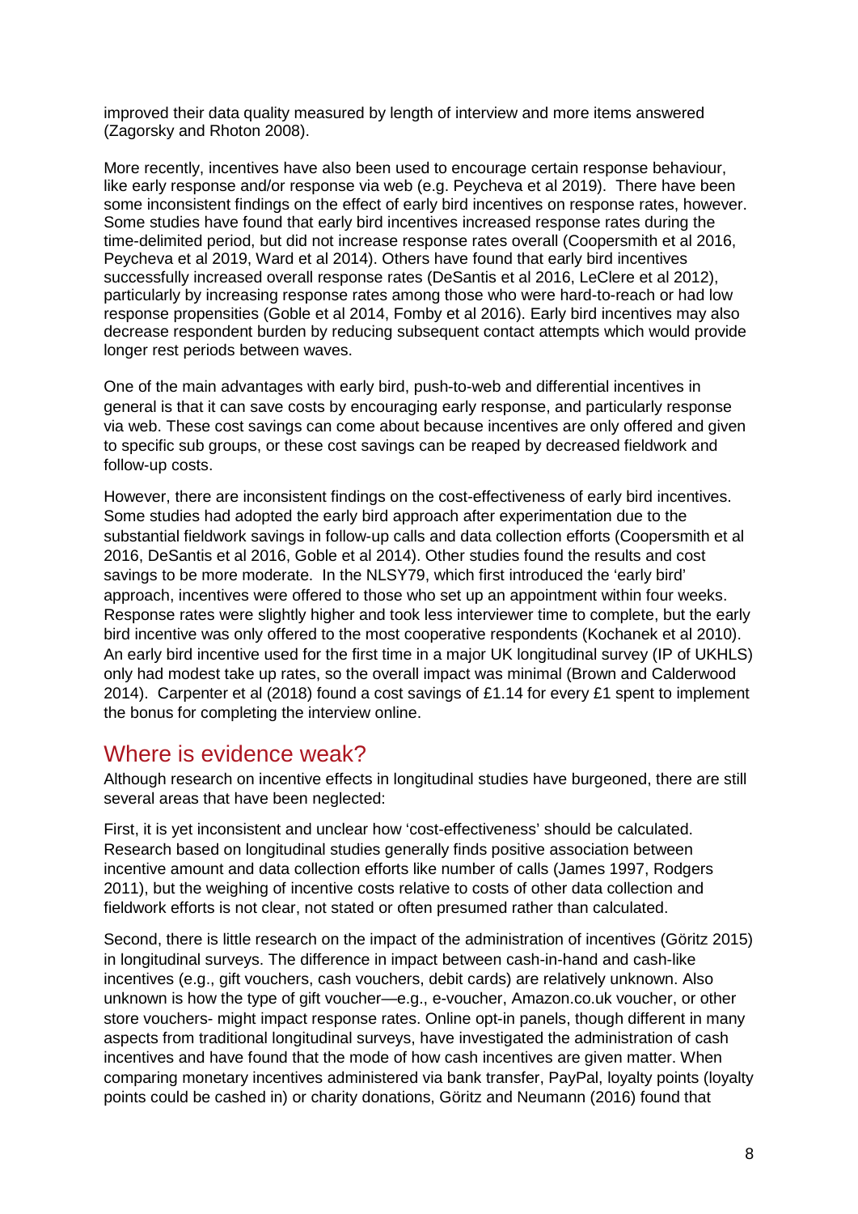improved their data quality measured by length of interview and more items answered (Zagorsky and Rhoton 2008).

More recently, incentives have also been used to encourage certain response behaviour, like early response and/or response via web (e.g. Peycheva et al 2019). There have been some inconsistent findings on the effect of early bird incentives on response rates, however. Some studies have found that early bird incentives increased response rates during the time-delimited period, but did not increase response rates overall (Coopersmith et al 2016, Peycheva et al 2019, Ward et al 2014). Others have found that early bird incentives successfully increased overall response rates (DeSantis et al 2016, LeClere et al 2012), particularly by increasing response rates among those who were hard-to-reach or had low response propensities (Goble et al 2014, Fomby et al 2016). Early bird incentives may also decrease respondent burden by reducing subsequent contact attempts which would provide longer rest periods between waves.

One of the main advantages with early bird, push-to-web and differential incentives in general is that it can save costs by encouraging early response, and particularly response via web. These cost savings can come about because incentives are only offered and given to specific sub groups, or these cost savings can be reaped by decreased fieldwork and follow-up costs.

However, there are inconsistent findings on the cost-effectiveness of early bird incentives. Some studies had adopted the early bird approach after experimentation due to the substantial fieldwork savings in follow-up calls and data collection efforts (Coopersmith et al 2016, DeSantis et al 2016, Goble et al 2014). Other studies found the results and cost savings to be more moderate. In the NLSY79, which first introduced the 'early bird' approach, incentives were offered to those who set up an appointment within four weeks. Response rates were slightly higher and took less interviewer time to complete, but the early bird incentive was only offered to the most cooperative respondents (Kochanek et al 2010). An early bird incentive used for the first time in a major UK longitudinal survey (IP of UKHLS) only had modest take up rates, so the overall impact was minimal (Brown and Calderwood 2014). Carpenter et al (2018) found a cost savings of £1.14 for every £1 spent to implement the bonus for completing the interview online.

## Where is evidence weak?

Although research on incentive effects in longitudinal studies have burgeoned, there are still several areas that have been neglected:

First, it is yet inconsistent and unclear how 'cost-effectiveness' should be calculated. Research based on longitudinal studies generally finds positive association between incentive amount and data collection efforts like number of calls (James 1997, Rodgers 2011), but the weighing of incentive costs relative to costs of other data collection and fieldwork efforts is not clear, not stated or often presumed rather than calculated.

Second, there is little research on the impact of the administration of incentives (Göritz 2015) in longitudinal surveys. The difference in impact between cash-in-hand and cash-like incentives (e.g., gift vouchers, cash vouchers, debit cards) are relatively unknown. Also unknown is how the type of gift voucher—e.g., e-voucher, Amazon.co.uk voucher, or other store vouchers- might impact response rates. Online opt-in panels, though different in many aspects from traditional longitudinal surveys, have investigated the administration of cash incentives and have found that the mode of how cash incentives are given matter. When comparing monetary incentives administered via bank transfer, PayPal, loyalty points (loyalty points could be cashed in) or charity donations, Göritz and Neumann (2016) found that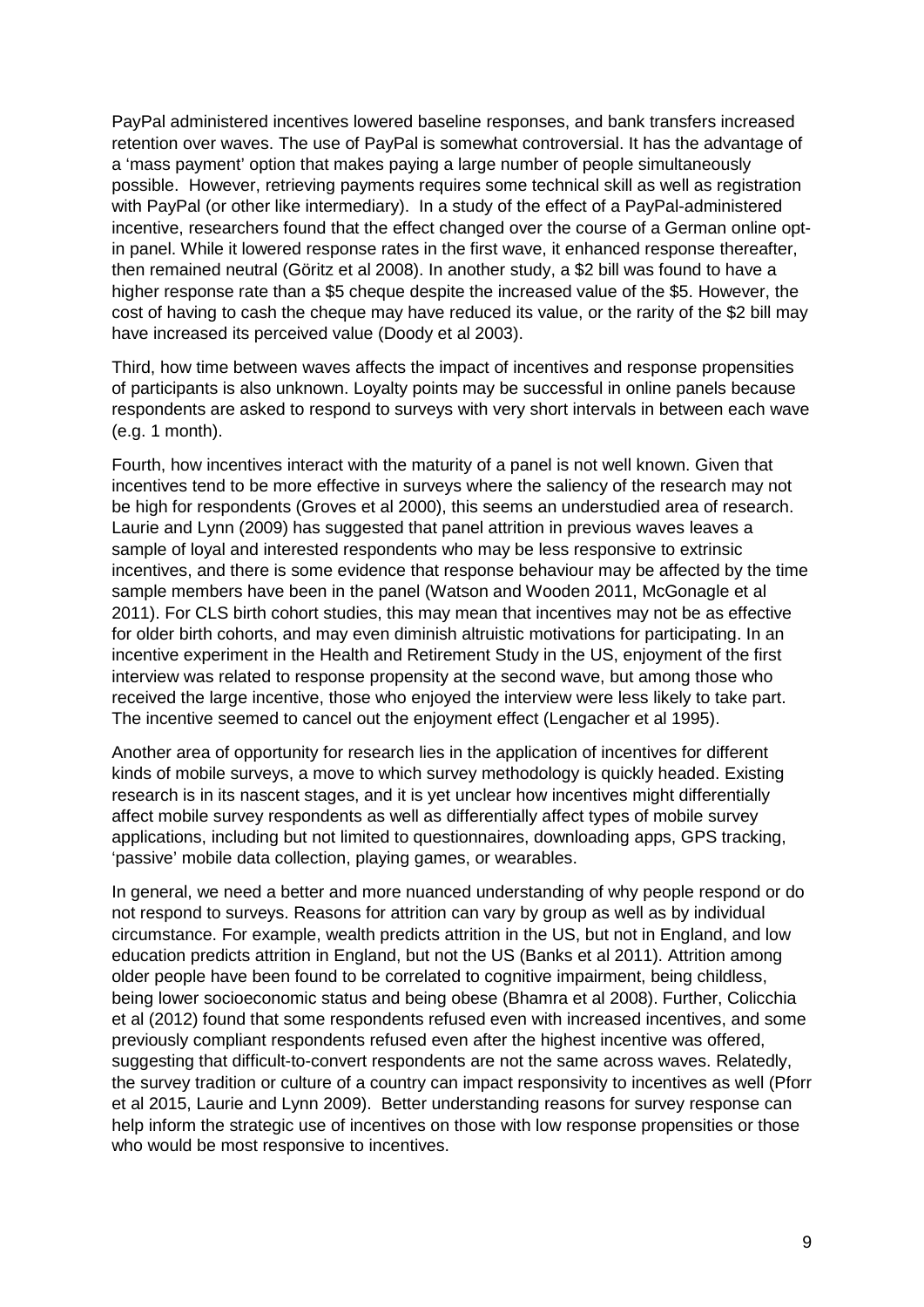PayPal administered incentives lowered baseline responses, and bank transfers increased retention over waves. The use of PayPal is somewhat controversial. It has the advantage of a 'mass payment' option that makes paying a large number of people simultaneously possible. However, retrieving payments requires some technical skill as well as registration with PayPal (or other like intermediary). In a study of the effect of a PayPal-administered incentive, researchers found that the effect changed over the course of a German online opt-in panel. While it lowered response rates in the first wave, it enhanced response thereafter, then remained neutral (Göritz et al 2008). In another study, a \$2 bill was found to have a higher response rate than a \$5 cheque despite the increased value of the \$5. However, the cost of having to cash the cheque may have reduced its value, or the rarity of the \$2 bill may have increased its perceived value (Doody et al 2003).

Third, how time between waves affects the impact of incentives and response propensities of participants is also unknown. Loyalty points may be successful in online panels because respondents are asked to respond to surveys with very short intervals in between each wave (e.g. 1 month).

Fourth, how incentives interact with the maturity of a panel is not well known. Given that incentives tend to be more effective in surveys where the saliency of the research may not be high for respondents (Groves et al 2000), this seems an understudied area of research. Laurie and Lynn (2009) has suggested that panel attrition in previous waves leaves a sample of loyal and interested respondents who may be less responsive to extrinsic incentives, and there is some evidence that response behaviour may be affected by the time sample members have been in the panel (Watson and Wooden 2011, McGonagle et al 2011). For CLS birth cohort studies, this may mean that incentives may not be as effective for older birth cohorts, and may even diminish altruistic motivations for participating. In an incentive experiment in the Health and Retirement Study in the US, enjoyment of the first interview was related to response propensity at the second wave, but among those who received the large incentive, those who enjoyed the interview were less likely to take part. The incentive seemed to cancel out the enjoyment effect (Lengacher et al 1995).

Another area of opportunity for research lies in the application of incentives for different kinds of mobile surveys, a move to which survey methodology is quickly headed. Existing research is in its nascent stages, and it is yet unclear how incentives might differentially affect mobile survey respondents as well as differentially affect types of mobile survey applications, including but not limited to questionnaires, downloading apps, GPS tracking, 'passive' mobile data collection, playing games, or wearables.

In general, we need a better and more nuanced understanding of why people respond or do not respond to surveys. Reasons for attrition can vary by group as well as by individual circumstance. For example, wealth predicts attrition in the US, but not in England, and low education predicts attrition in England, but not the US (Banks et al 2011). Attrition among older people have been found to be correlated to cognitive impairment, being childless, being lower socioeconomic status and being obese (Bhamra et al 2008). Further, Colicchia et al (2012) found that some respondents refused even with increased incentives, and some previously compliant respondents refused even after the highest incentive was offered, suggesting that difficult-to-convert respondents are not the same across waves. Relatedly, the survey tradition or culture of a country can impact responsivity to incentives as well (Pforr et al 2015, Laurie and Lynn 2009). Better understanding reasons for survey response can help inform the strategic use of incentives on those with low response propensities or those who would be most responsive to incentives.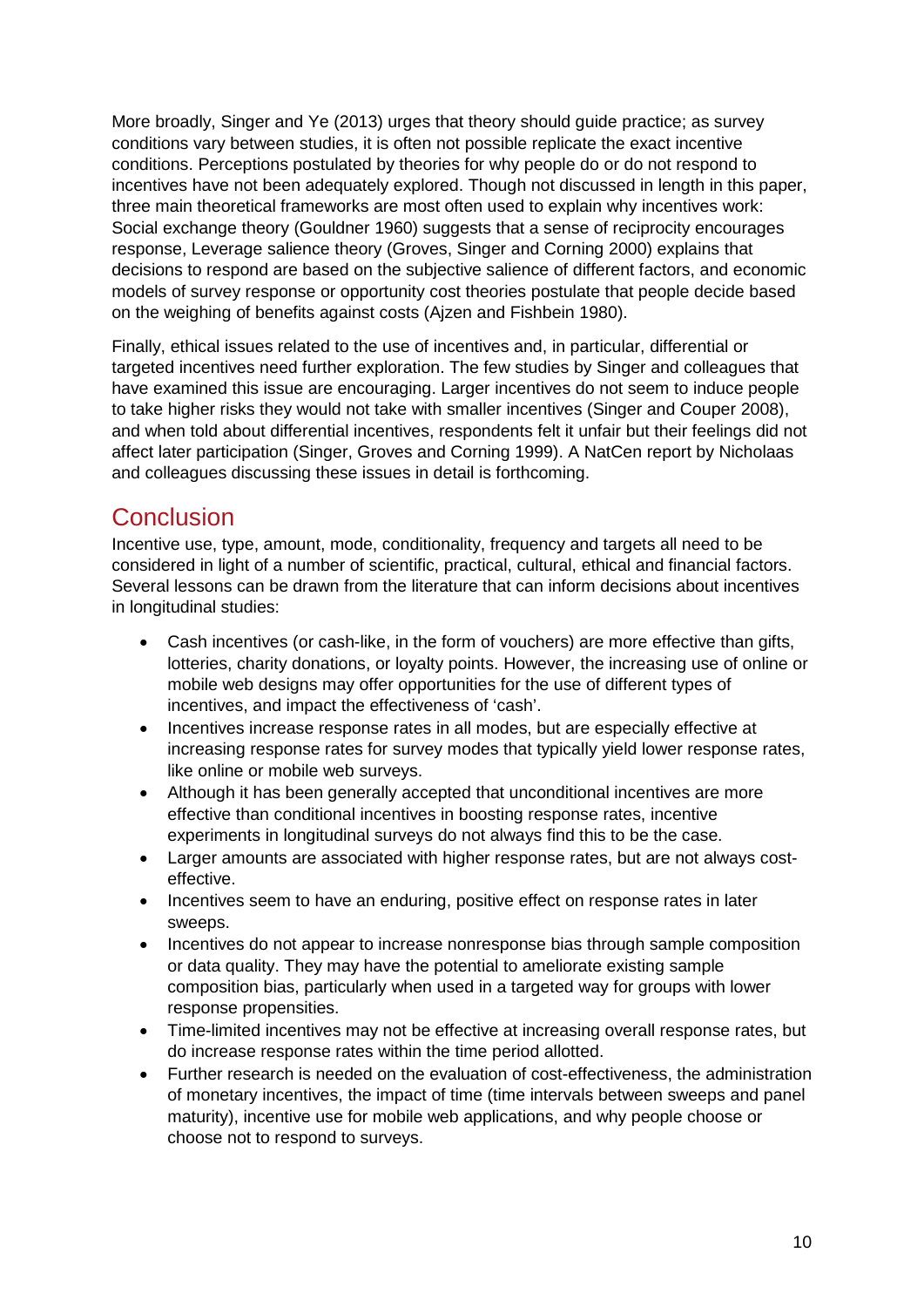More broadly, Singer and Ye (2013) urges that theory should guide practice; as survey conditions vary between studies, it is often not possible replicate the exact incentive conditions. Perceptions postulated by theories for why people do or do not respond to incentives have not been adequately explored. Though not discussed in length in this paper, three main theoretical frameworks are most often used to explain why incentives work: Social exchange theory (Gouldner 1960) suggests that a sense of reciprocity encourages response, Leverage salience theory (Groves, Singer and Corning 2000) explains that decisions to respond are based on the subjective salience of different factors, and economic models of survey response or opportunity cost theories postulate that people decide based on the weighing of benefits against costs (Ajzen and Fishbein 1980).

Finally, ethical issues related to the use of incentives and, in particular, differential or targeted incentives need further exploration. The few studies by Singer and colleagues that have examined this issue are encouraging. Larger incentives do not seem to induce people to take higher risks they would not take with smaller incentives (Singer and Couper 2008), and when told about differential incentives, respondents felt it unfair but their feelings did not affect later participation (Singer, Groves and Corning 1999). A NatCen report by Nicholaas and colleagues discussing these issues in detail is forthcoming.

## Conclusion

Incentive use, type, amount, mode, conditionality, frequency and targets all need to be considered in light of a number of scientific, practical, cultural, ethical and financial factors. Several lessons can be drawn from the literature that can inform decisions about incentives in longitudinal studies:

- Cash incentives (or cash-like, in the form of vouchers) are more effective than gifts, lotteries, charity donations, or loyalty points. However, the increasing use of online or mobile web designs may offer opportunities for the use of different types of incentives, and impact the effectiveness of 'cash'.
- Incentives increase response rates in all modes, but are especially effective at increasing response rates for survey modes that typically yield lower response rates, like online or mobile web surveys.
- Although it has been generally accepted that unconditional incentives are more effective than conditional incentives in boosting response rates, incentive experiments in longitudinal surveys do not always find this to be the case.
- Larger amounts are associated with higher response rates, but are not always cost-effective.
- Incentives seem to have an enduring, positive effect on response rates in later sweeps.
- Incentives do not appear to increase nonresponse bias through sample composition or data quality. They may have the potential to ameliorate existing sample composition bias, particularly when used in a targeted way for groups with lower response propensities.
- Time-limited incentives may not be effective at increasing overall response rates, but do increase response rates within the time period allotted.
- Further research is needed on the evaluation of cost-effectiveness, the administration of monetary incentives, the impact of time (time intervals between sweeps and panel maturity), incentive use for mobile web applications, and why people choose or choose not to respond to surveys.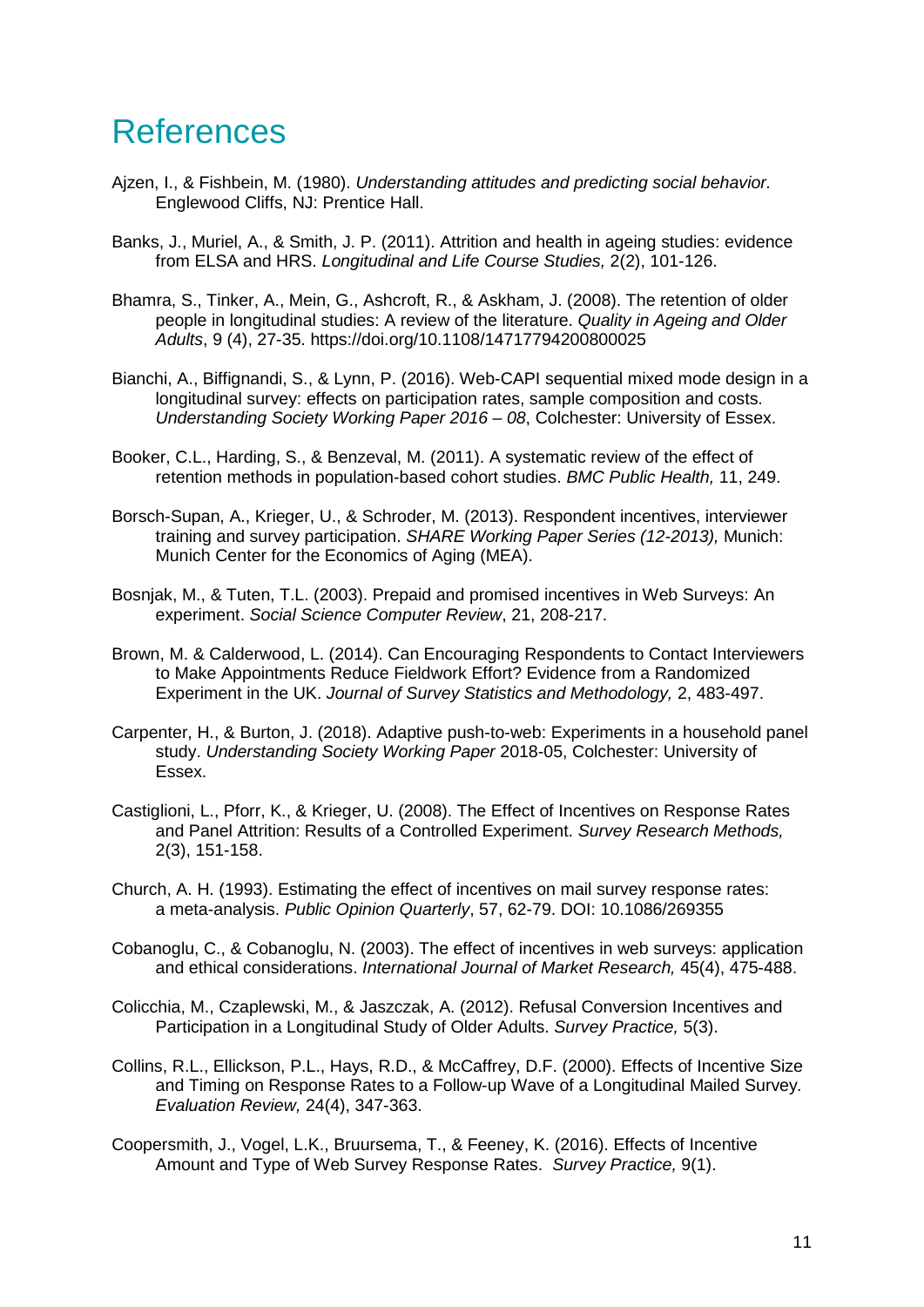# References

Ajzen, I., & Fishbein, M. (1980). *Understanding attitudes and predicting social behavior.* Englewood Cliffs, NJ: Prentice Hall.

Banks, J., Muriel, A., & Smith, J. P. (2011). Attrition and health in ageing studies: evidence from ELSA and HRS. *Longitudinal and Life Course Studies,* 2(2), 101-126.

Bhamra, S., Tinker, A., Mein, G., Ashcroft, R., & Askham, J. (2008). The retention of older people in longitudinal studies: A review of the literature. *Quality in Ageing and Older Adults*, 9 (4), 27-35. https://doi.org/10.1108/14717794200800025

Bianchi, A., Biffignandi, S., & Lynn, P. (2016). Web-CAPI sequential mixed mode design in a longitudinal survey: effects on participation rates, sample composition and costs. *Understanding Society Working Paper 2016 – 08*, Colchester: University of Essex.

Booker, C.L., Harding, S., & Benzeval, M. (2011). A systematic review of the effect of retention methods in population-based cohort studies. *BMC Public Health,* 11, 249.

Borsch-Supan, A., Krieger, U., & Schroder, M. (2013). Respondent incentives, interviewer training and survey participation. *SHARE Working Paper Series (12-2013),* Munich: Munich Center for the Economics of Aging (MEA).

Bosnjak, M., & Tuten, T.L. (2003). Prepaid and promised incentives in Web Surveys: An experiment. *Social Science Computer Review*, 21, 208-217.

Brown, M. & Calderwood, L. (2014). Can Encouraging Respondents to Contact Interviewers to Make Appointments Reduce Fieldwork Effort? Evidence from a Randomized Experiment in the UK. *Journal of Survey Statistics and Methodology,* 2, 483-497.

Carpenter, H., & Burton, J. (2018). Adaptive push-to-web: Experiments in a household panel study. *Understanding Society Working Paper* 2018-05, Colchester: University of Essex.

Castiglioni, L., Pforr, K., & Krieger, U. (2008). The Effect of Incentives on Response Rates and Panel Attrition: Results of a Controlled Experiment. *Survey Research Methods,* 2(3), 151-158.

Church, A. H. (1993). Estimating the effect of incentives on mail survey response rates: a meta-analysis. *Public Opinion Quarterly*, 57, 62-79. DOI: 10.1086/269355

Cobanoglu, C., & Cobanoglu, N. (2003). The effect of incentives in web surveys: application and ethical considerations. *International Journal of Market Research,* 45(4), 475-488.

Colicchia, M., Czaplewski, M., & Jaszczak, A. (2012). Refusal Conversion Incentives and Participation in a Longitudinal Study of Older Adults. *Survey Practice,* 5(3).

Collins, R.L., Ellickson, P.L., Hays, R.D., & McCaffrey, D.F. (2000). Effects of Incentive Size and Timing on Response Rates to a Follow-up Wave of a Longitudinal Mailed Survey. *Evaluation Review,* 24(4), 347-363.

Coopersmith, J., Vogel, L.K., Bruursema, T., & Feeney, K. (2016). Effects of Incentive Amount and Type of Web Survey Response Rates. *Survey Practice,* 9(1).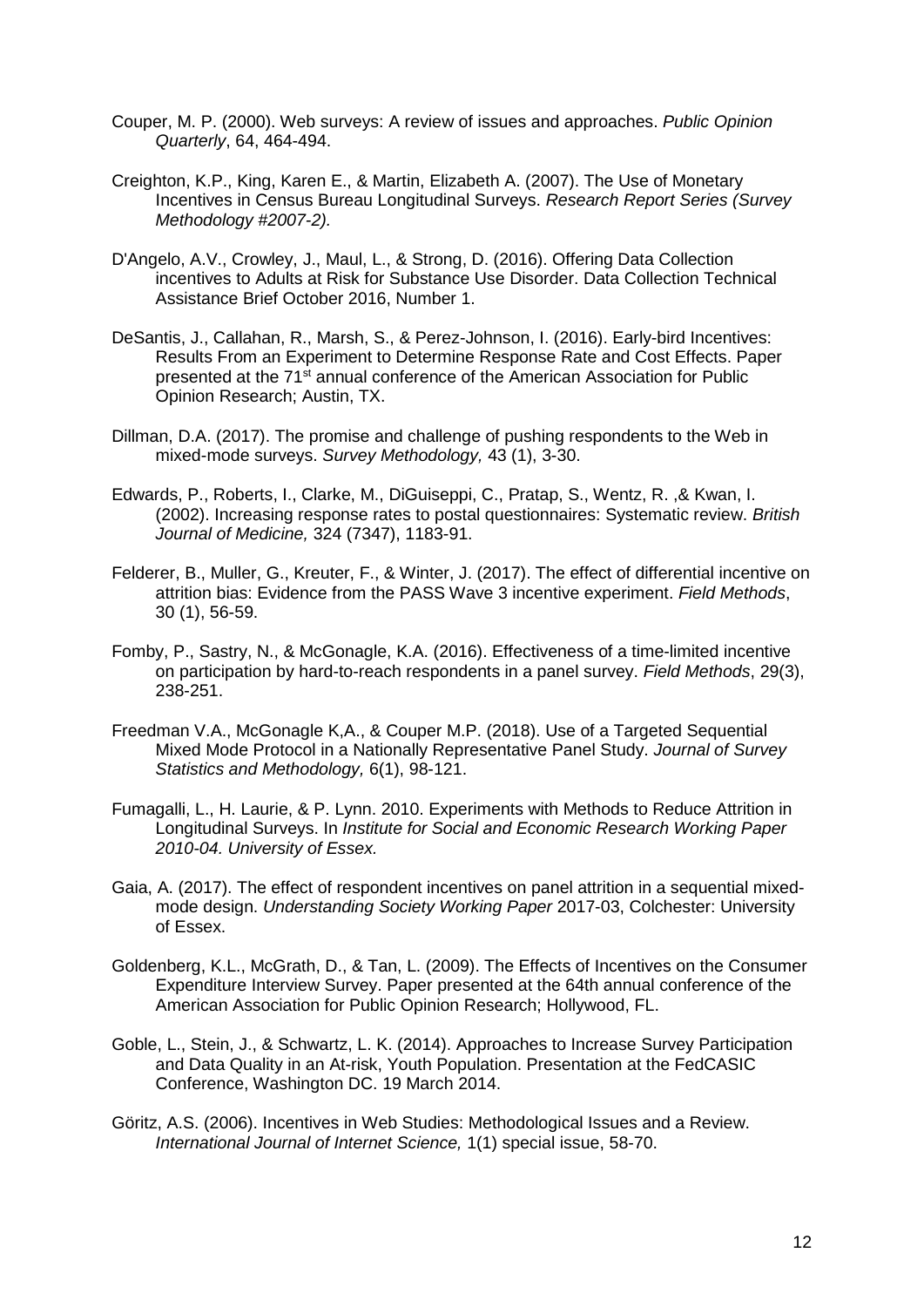Couper, M. P. (2000). Web surveys: A review of issues and approaches. *Public Opinion Quarterly*, 64, 464-494.

Creighton, K.P., King, Karen E., & Martin, Elizabeth A. (2007). The Use of Monetary Incentives in Census Bureau Longitudinal Surveys. *Research Report Series (Survey Methodology #2007-2).*

D'Angelo, A.V., Crowley, J., Maul, L., & Strong, D. (2016). Offering Data Collection incentives to Adults at Risk for Substance Use Disorder. Data Collection Technical Assistance Brief October 2016, Number 1.

DeSantis, J., Callahan, R., Marsh, S., & Perez-Johnson, I. (2016). Early-bird Incentives: Results From an Experiment to Determine Response Rate and Cost Effects. Paper presented at the 71st annual conference of the American Association for Public Opinion Research; Austin, TX.

Dillman, D.A. (2017). The promise and challenge of pushing respondents to the Web in mixed-mode surveys. *Survey Methodology,* 43 (1), 3-30.

Edwards, P., Roberts, I., Clarke, M., DiGuiseppi, C., Pratap, S., Wentz, R. ,& Kwan, I. (2002). Increasing response rates to postal questionnaires: Systematic review. *British Journal of Medicine,* 324 (7347), 1183-91.

Felderer, B., Muller, G., Kreuter, F., & Winter, J. (2017). The effect of differential incentive on attrition bias: Evidence from the PASS Wave 3 incentive experiment. *Field Methods*, 30 (1), 56-59.

Fomby, P., Sastry, N., & McGonagle, K.A. (2016). Effectiveness of a time-limited incentive on participation by hard-to-reach respondents in a panel survey. *Field Methods*, 29(3), 238-251.

Freedman V.A., McGonagle K,A., & Couper M.P. (2018). Use of a Targeted Sequential Mixed Mode Protocol in a Nationally Representative Panel Study. *Journal of Survey Statistics and Methodology,* 6(1), 98-121.

Fumagalli, L., H. Laurie, & P. Lynn. 2010. Experiments with Methods to Reduce Attrition in Longitudinal Surveys. In *Institute for Social and Economic Research Working Paper 2010-04. University of Essex.*

Gaia, A. (2017). The effect of respondent incentives on panel attrition in a sequential mixed-mode design. *Understanding Society Working Paper* 2017-03, Colchester: University of Essex.

Goldenberg, K.L., McGrath, D., & Tan, L. (2009). The Effects of Incentives on the Consumer Expenditure Interview Survey. Paper presented at the 64th annual conference of the American Association for Public Opinion Research; Hollywood, FL.

Goble, L., Stein, J., & Schwartz, L. K. (2014). Approaches to Increase Survey Participation and Data Quality in an At-risk, Youth Population. Presentation at the FedCASIC Conference, Washington DC. 19 March 2014.

Göritz, A.S. (2006). Incentives in Web Studies: Methodological Issues and a Review. *International Journal of Internet Science,* 1(1) special issue, 58-70.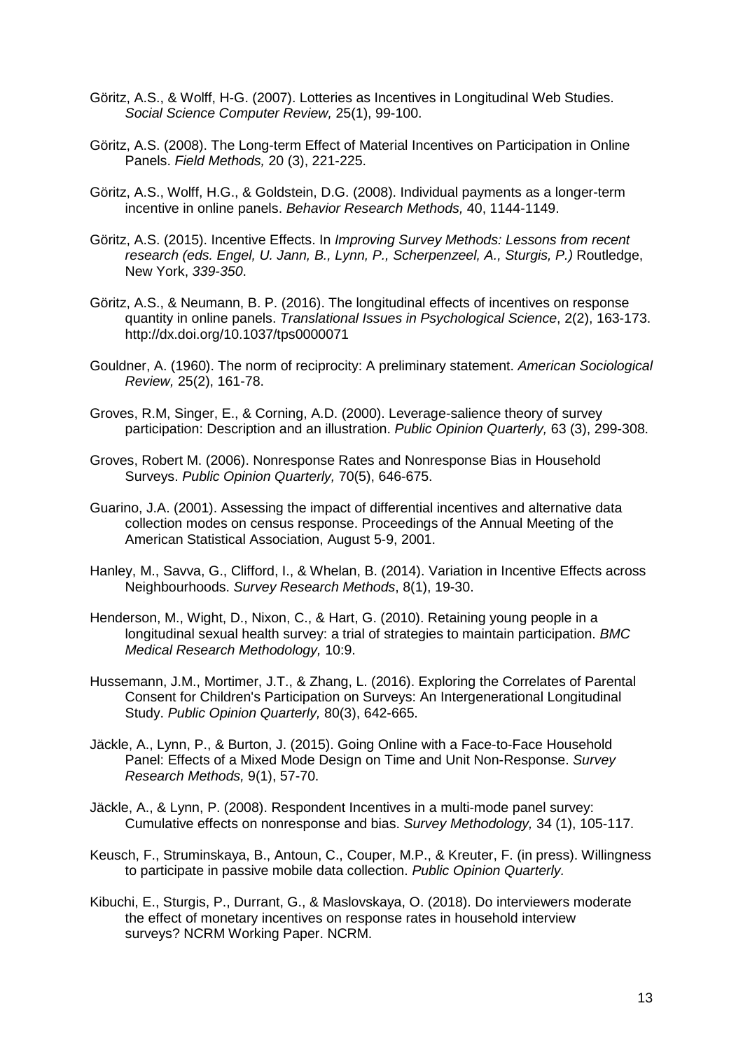Göritz, A.S., & Wolff, H-G. (2007). Lotteries as Incentives in Longitudinal Web Studies. *Social Science Computer Review,* 25(1), 99-100.

Göritz, A.S. (2008). The Long-term Effect of Material Incentives on Participation in Online Panels. *Field Methods,* 20 (3), 221-225.

Göritz, A.S., Wolff, H.G., & Goldstein, D.G. (2008). Individual payments as a longer-term incentive in online panels. *Behavior Research Methods,* 40, 1144-1149.

Göritz, A.S. (2015). Incentive Effects. In *Improving Survey Methods: Lessons from recent research (eds. Engel, U. Jann, B., Lynn, P., Scherpenzeel, A., Sturgis, P.)* Routledge, New York, *339-350*.

Göritz, A.S., & Neumann, B. P. (2016). The longitudinal effects of incentives on response quantity in online panels. *Translational Issues in Psychological Science*, 2(2), 163-173. http://dx.doi.org/10.1037/tps0000071

Gouldner, A. (1960). The norm of reciprocity: A preliminary statement. *American Sociological Review,* 25(2), 161-78.

Groves, R.M, Singer, E., & Corning, A.D. (2000). Leverage-salience theory of survey participation: Description and an illustration. *Public Opinion Quarterly,* 63 (3), 299-308.

Groves, Robert M. (2006). Nonresponse Rates and Nonresponse Bias in Household Surveys. *Public Opinion Quarterly,* 70(5), 646-675.

Guarino, J.A. (2001). Assessing the impact of differential incentives and alternative data collection modes on census response. Proceedings of the Annual Meeting of the American Statistical Association, August 5-9, 2001.

Hanley, M., Savva, G., Clifford, I., & Whelan, B. (2014). Variation in Incentive Effects across Neighbourhoods. *Survey Research Methods*, 8(1), 19-30.

Henderson, M., Wight, D., Nixon, C., & Hart, G. (2010). Retaining young people in a longitudinal sexual health survey: a trial of strategies to maintain participation. *BMC Medical Research Methodology,* 10:9.

Hussemann, J.M., Mortimer, J.T., & Zhang, L. (2016). Exploring the Correlates of Parental Consent for Children's Participation on Surveys: An Intergenerational Longitudinal Study. *Public Opinion Quarterly,* 80(3), 642-665.

Jäckle, A., Lynn, P., & Burton, J. (2015). Going Online with a Face-to-Face Household Panel: Effects of a Mixed Mode Design on Time and Unit Non-Response. *Survey Research Methods,* 9(1), 57-70.

Jäckle, A., & Lynn, P. (2008). Respondent Incentives in a multi-mode panel survey: Cumulative effects on nonresponse and bias. *Survey Methodology,* 34 (1), 105-117.

Keusch, F., Struminskaya, B., Antoun, C., Couper, M.P., & Kreuter, F. (in press). Willingness to participate in passive mobile data collection. *Public Opinion Quarterly.*

Kibuchi, E., Sturgis, P., Durrant, G., & Maslovskaya, O. (2018). Do interviewers moderate the effect of monetary incentives on response rates in household interview surveys? NCRM Working Paper. NCRM.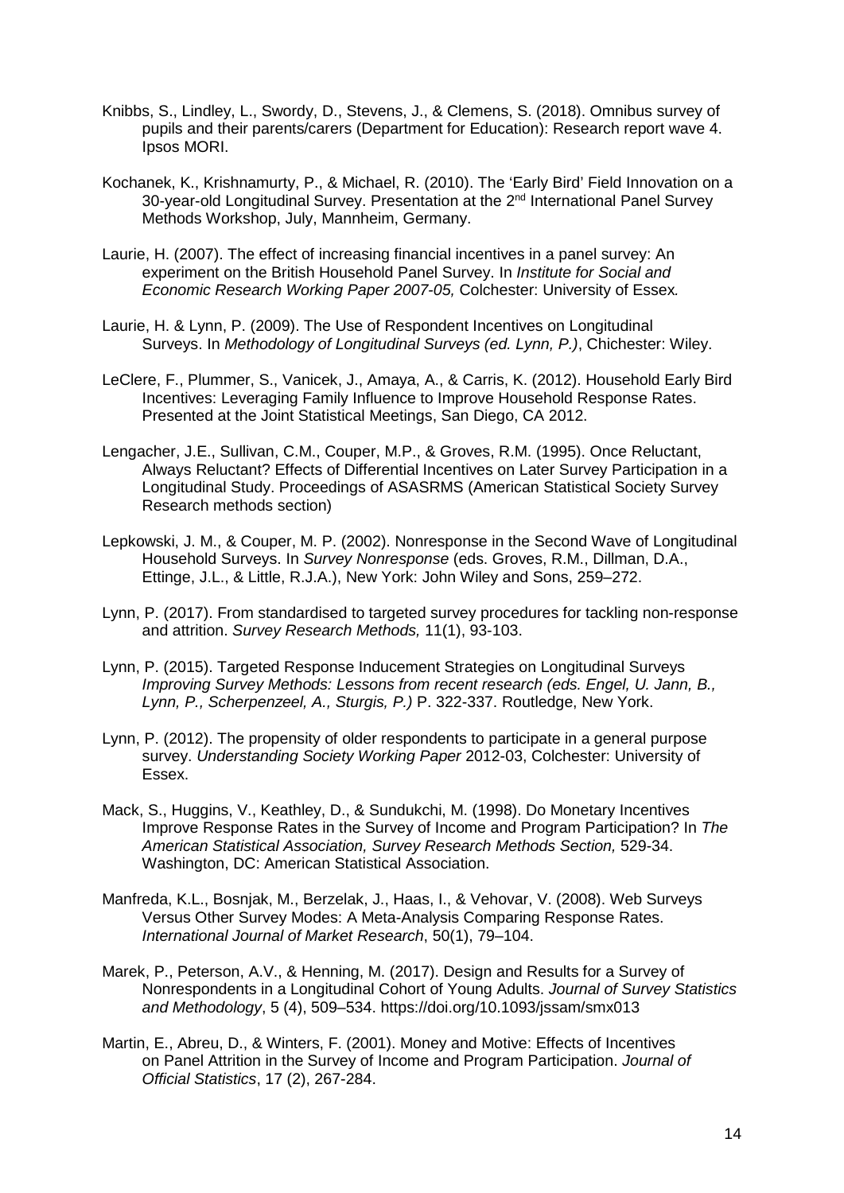Knibbs, S., Lindley, L., Swordy, D., Stevens, J., & Clemens, S. (2018). Omnibus survey of pupils and their parents/carers (Department for Education): Research report wave 4. Ipsos MORI.

Kochanek, K., Krishnamurty, P., & Michael, R. (2010). The 'Early Bird' Field Innovation on a 30-year-old Longitudinal Survey. Presentation at the 2nd International Panel Survey Methods Workshop, July, Mannheim, Germany.

Laurie, H. (2007). The effect of increasing financial incentives in a panel survey: An experiment on the British Household Panel Survey. In *Institute for Social and Economic Research Working Paper 2007-05,* Colchester: University of Essex*.*

Laurie, H. & Lynn, P. (2009). The Use of Respondent Incentives on Longitudinal Surveys. In *Methodology of Longitudinal Surveys (ed. Lynn, P.)*, Chichester: Wiley.

LeClere, F., Plummer, S., Vanicek, J., Amaya, A., & Carris, K. (2012). Household Early Bird Incentives: Leveraging Family Influence to Improve Household Response Rates. Presented at the Joint Statistical Meetings, San Diego, CA 2012.

Lengacher, J.E., Sullivan, C.M., Couper, M.P., & Groves, R.M. (1995). Once Reluctant, Always Reluctant? Effects of Differential Incentives on Later Survey Participation in a Longitudinal Study. Proceedings of ASASRMS (American Statistical Society Survey Research methods section)

Lepkowski, J. M., & Couper, M. P. (2002). Nonresponse in the Second Wave of Longitudinal Household Surveys. In *Survey Nonresponse* (eds. Groves, R.M., Dillman, D.A., Ettinge, J.L., & Little, R.J.A.), New York: John Wiley and Sons, 259–272.

Lynn, P. (2017). From standardised to targeted survey procedures for tackling non-response and attrition. *Survey Research Methods,* 11(1), 93-103.

Lynn, P. (2015). Targeted Response Inducement Strategies on Longitudinal Surveys *Improving Survey Methods: Lessons from recent research (eds. Engel, U. Jann, B., Lynn, P., Scherpenzeel, A., Sturgis, P.)* P. 322-337. Routledge, New York.

Lynn, P. (2012). The propensity of older respondents to participate in a general purpose survey. *Understanding Society Working Paper* 2012-03, Colchester: University of Essex.

Mack, S., Huggins, V., Keathley, D., & Sundukchi, M. (1998). Do Monetary Incentives Improve Response Rates in the Survey of Income and Program Participation? In *The American Statistical Association, Survey Research Methods Section,* 529-34. Washington, DC: American Statistical Association.

Manfreda, K.L., Bosnjak, M., Berzelak, J., Haas, I., & Vehovar, V. (2008). Web Surveys Versus Other Survey Modes: A Meta-Analysis Comparing Response Rates. *International Journal of Market Research*, 50(1), 79–104.

Marek, P., Peterson, A.V., & Henning, M. (2017). Design and Results for a Survey of Nonrespondents in a Longitudinal Cohort of Young Adults. *Journal of Survey Statistics and Methodology*, 5 (4), 509–534. https://doi.org/10.1093/jssam/smx013

Martin, E., Abreu, D., & Winters, F. (2001). Money and Motive: Effects of Incentives on Panel Attrition in the Survey of Income and Program Participation. *Journal of Official Statistics*, 17 (2), 267-284.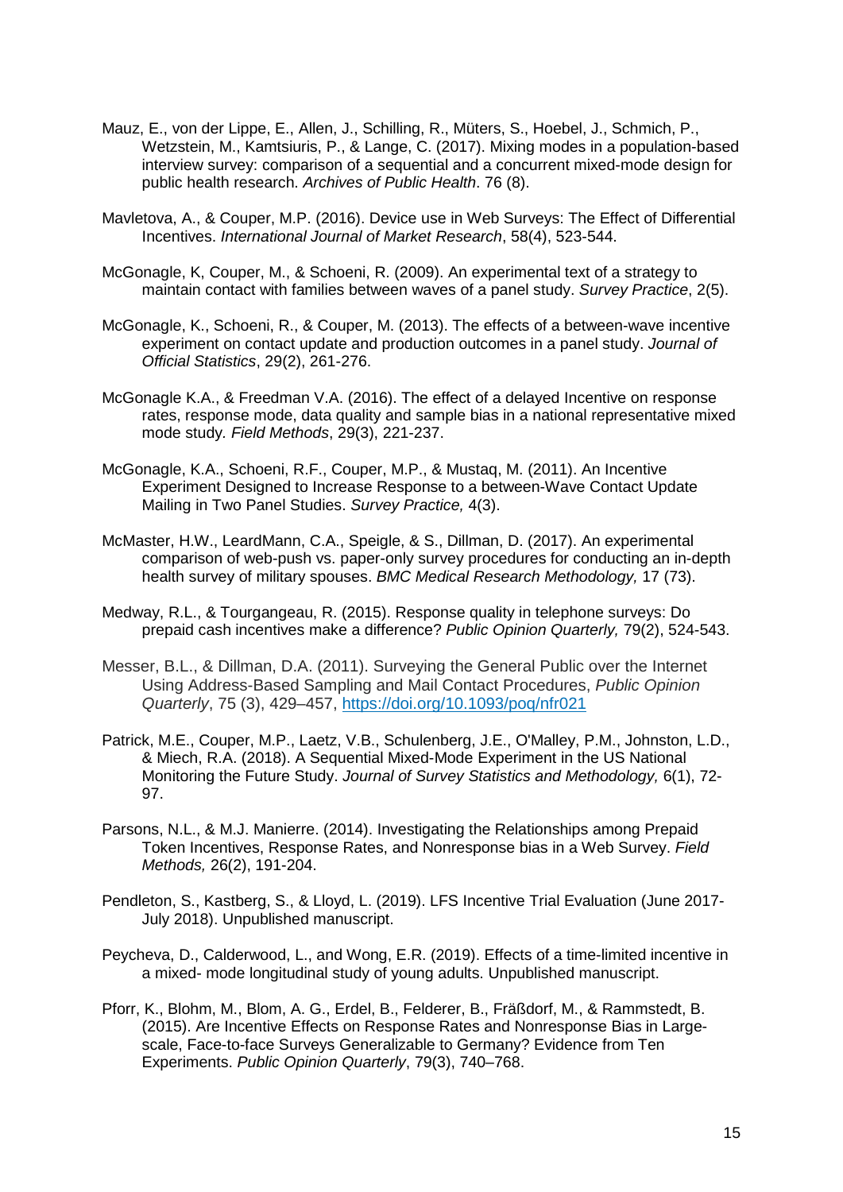Mauz, E., von der Lippe, E., Allen, J., Schilling, R., Müters, S., Hoebel, J., Schmich, P., Wetzstein, M., Kamtsiuris, P., & Lange, C. (2017). Mixing modes in a population-based interview survey: comparison of a sequential and a concurrent mixed-mode design for public health research. *Archives of Public Health*. 76 (8).

Mavletova, A., & Couper, M.P. (2016). Device use in Web Surveys: The Effect of Differential Incentives. *International Journal of Market Research*, 58(4), 523-544.

McGonagle, K, Couper, M., & Schoeni, R. (2009). An experimental text of a strategy to maintain contact with families between waves of a panel study. *Survey Practice*, 2(5).

McGonagle, K., Schoeni, R., & Couper, M. (2013). The effects of a between-wave incentive experiment on contact update and production outcomes in a panel study. *Journal of Official Statistics*, 29(2), 261-276.

McGonagle K.A., & Freedman V.A. (2016). The effect of a delayed Incentive on response rates, response mode, data quality and sample bias in a national representative mixed mode study. *Field Methods*, 29(3), 221-237.

McGonagle, K.A., Schoeni, R.F., Couper, M.P., & Mustaq, M. (2011). An Incentive Experiment Designed to Increase Response to a between-Wave Contact Update Mailing in Two Panel Studies. *Survey Practice,* 4(3).

McMaster, H.W., LeardMann, C.A., Speigle, & S., Dillman, D. (2017). An experimental comparison of web-push vs. paper-only survey procedures for conducting an in-depth health survey of military spouses. *BMC Medical Research Methodology,* 17 (73).

Medway, R.L., & Tourgangeau, R. (2015). Response quality in telephone surveys: Do prepaid cash incentives make a difference? *Public Opinion Quarterly,* 79(2), 524-543.

Messer, B.L., & Dillman, D.A. (2011). Surveying the General Public over the Internet Using Address-Based Sampling and Mail Contact Procedures, *Public Opinion Quarterly*, 75 (3), 429–457, https://doi.org/10.1093/poq/nfr021

Patrick, M.E., Couper, M.P., Laetz, V.B., Schulenberg, J.E., O'Malley, P.M., Johnston, L.D., & Miech, R.A. (2018). A Sequential Mixed-Mode Experiment in the US National Monitoring the Future Study. *Journal of Survey Statistics and Methodology,* 6(1), 72-97.

Parsons, N.L., & M.J. Manierre. (2014). Investigating the Relationships among Prepaid Token Incentives, Response Rates, and Nonresponse bias in a Web Survey. *Field Methods,* 26(2), 191-204.

Pendleton, S., Kastberg, S., & Lloyd, L. (2019). LFS Incentive Trial Evaluation (June 2017-July 2018). Unpublished manuscript.

Peycheva, D., Calderwood, L., and Wong, E.R. (2019). Effects of a time-limited incentive in a mixed- mode longitudinal study of young adults. Unpublished manuscript.

Pforr, K., Blohm, M., Blom, A. G., Erdel, B., Felderer, B., Fräßdorf, M., & Rammstedt, B. (2015). Are Incentive Effects on Response Rates and Nonresponse Bias in Large-scale, Face-to-face Surveys Generalizable to Germany? Evidence from Ten Experiments. *Public Opinion Quarterly*, 79(3), 740–768.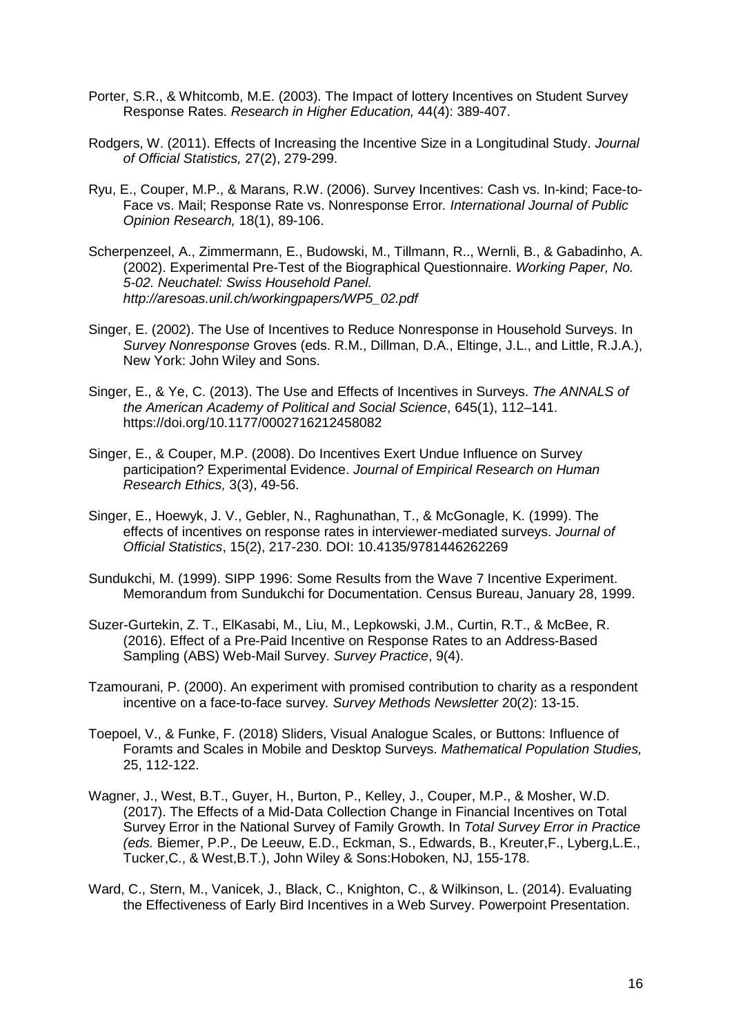Porter, S.R., & Whitcomb, M.E. (2003). The Impact of lottery Incentives on Student Survey Response Rates. *Research in Higher Education,* 44(4): 389-407.

Rodgers, W. (2011). Effects of Increasing the Incentive Size in a Longitudinal Study. *Journal of Official Statistics,* 27(2), 279-299.

Ryu, E., Couper, M.P., & Marans, R.W. (2006). Survey Incentives: Cash vs. In-kind; Face-to-Face vs. Mail; Response Rate vs. Nonresponse Error*. International Journal of Public Opinion Research,* 18(1), 89-106.

Scherpenzeel, A., Zimmermann, E., Budowski, M., Tillmann, R.., Wernli, B., & Gabadinho, A. (2002). Experimental Pre-Test of the Biographical Questionnaire. *Working Paper, No. 5-02. Neuchatel: Swiss Household Panel. http://aresoas.unil.ch/workingpapers/WP5_02.pdf*

Singer, E. (2002). The Use of Incentives to Reduce Nonresponse in Household Surveys. In *Survey Nonresponse* Groves (eds. R.M., Dillman, D.A., Eltinge, J.L., and Little, R.J.A.), New York: John Wiley and Sons.

Singer, E., & Ye, C. (2013). The Use and Effects of Incentives in Surveys. *The ANNALS of the American Academy of Political and Social Science*, 645(1), 112–141. https://doi.org/10.1177/0002716212458082

Singer, E., & Couper, M.P. (2008). Do Incentives Exert Undue Influence on Survey participation? Experimental Evidence. *Journal of Empirical Research on Human Research Ethics,* 3(3), 49-56.

Singer, E., Hoewyk, J. V., Gebler, N., Raghunathan, T., & McGonagle, K. (1999). The effects of incentives on response rates in interviewer-mediated surveys. *Journal of Official Statistics*, 15(2), 217-230. DOI: 10.4135/9781446262269

Sundukchi, M. (1999). SIPP 1996: Some Results from the Wave 7 Incentive Experiment. Memorandum from Sundukchi for Documentation. Census Bureau, January 28, 1999.

Suzer-Gurtekin, Z. T., ElKasabi, M., Liu, M., Lepkowski, J.M., Curtin, R.T., & McBee, R. (2016). Effect of a Pre-Paid Incentive on Response Rates to an Address-Based Sampling (ABS) Web-Mail Survey. *Survey Practice*, 9(4).

Tzamourani, P. (2000). An experiment with promised contribution to charity as a respondent incentive on a face-to-face survey*. Survey Methods Newsletter* 20(2): 13-15.

Toepoel, V., & Funke, F. (2018) Sliders, Visual Analogue Scales, or Buttons: Influence of Foramts and Scales in Mobile and Desktop Surveys. *Mathematical Population Studies,* 25, 112-122.

Wagner, J., West, B.T., Guyer, H., Burton, P., Kelley, J., Couper, M.P., & Mosher, W.D. (2017). The Effects of a Mid-Data Collection Change in Financial Incentives on Total Survey Error in the National Survey of Family Growth. In *Total Survey Error in Practice (eds.* Biemer, P.P., De Leeuw, E.D., Eckman, S., Edwards, B., Kreuter,F., Lyberg,L.E., Tucker,C., & West,B.T.), John Wiley & Sons:Hoboken, NJ, 155-178.

Ward, C., Stern, M., Vanicek, J., Black, C., Knighton, C., & Wilkinson, L. (2014). Evaluating the Effectiveness of Early Bird Incentives in a Web Survey. Powerpoint Presentation.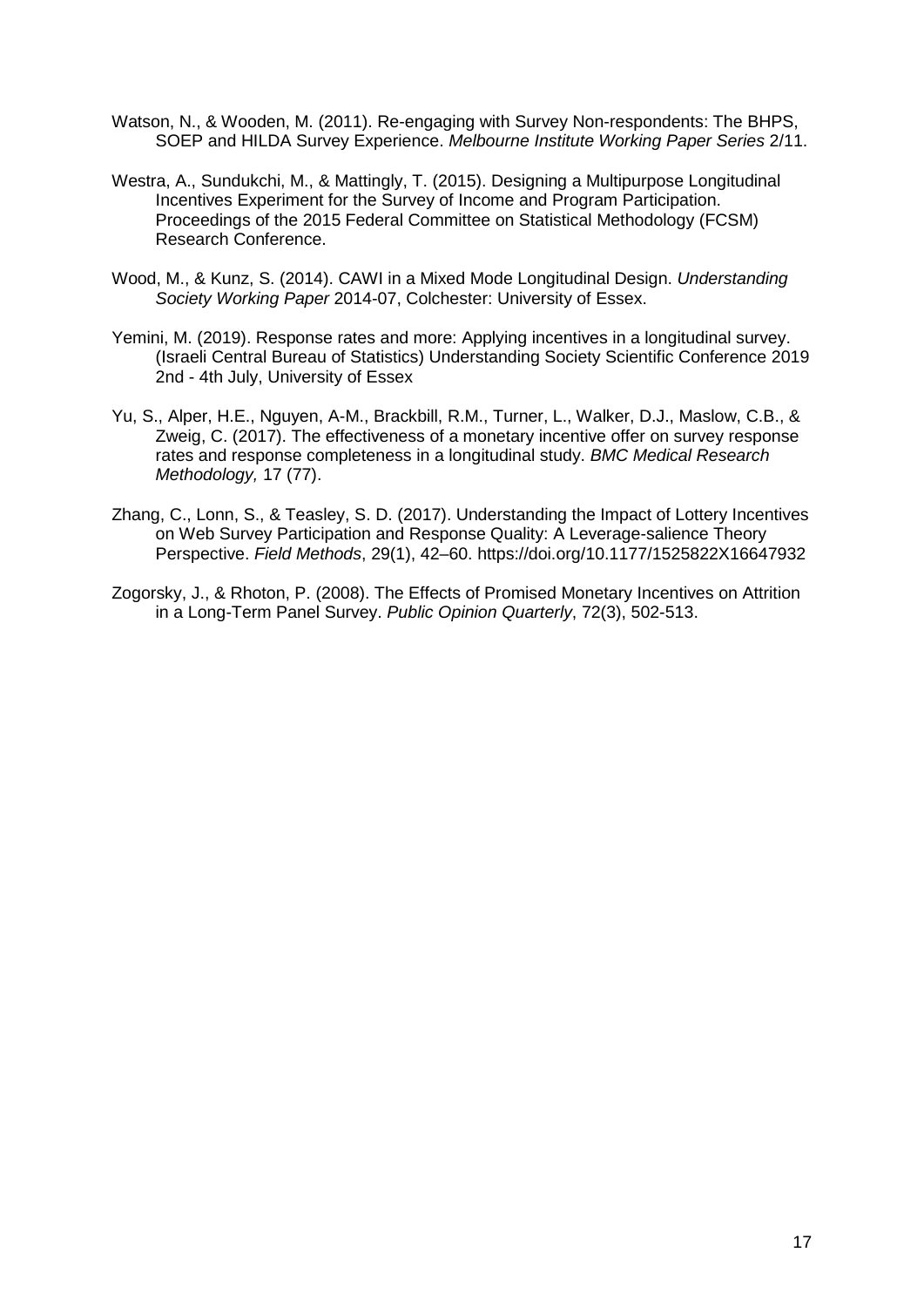Watson, N., & Wooden, M. (2011). Re-engaging with Survey Non-respondents: The BHPS, SOEP and HILDA Survey Experience. *Melbourne Institute Working Paper Series* 2/11.

Westra, A., Sundukchi, M., & Mattingly, T. (2015). Designing a Multipurpose Longitudinal Incentives Experiment for the Survey of Income and Program Participation. Proceedings of the 2015 Federal Committee on Statistical Methodology (FCSM) Research Conference.

Wood, M., & Kunz, S. (2014). CAWI in a Mixed Mode Longitudinal Design. *Understanding Society Working Paper* 2014-07, Colchester: University of Essex.

Yemini, M. (2019). Response rates and more: Applying incentives in a longitudinal survey. (Israeli Central Bureau of Statistics) Understanding Society Scientific Conference 2019 2nd - 4th July, University of Essex

Yu, S., Alper, H.E., Nguyen, A-M., Brackbill, R.M., Turner, L., Walker, D.J., Maslow, C.B., & Zweig, C. (2017). The effectiveness of a monetary incentive offer on survey response rates and response completeness in a longitudinal study. *BMC Medical Research Methodology,* 17 (77).

Zhang, C., Lonn, S., & Teasley, S. D. (2017). Understanding the Impact of Lottery Incentives on Web Survey Participation and Response Quality: A Leverage-salience Theory Perspective. *Field Methods*, 29(1), 42–60. https://doi.org/10.1177/1525822X16647932

Zogorsky, J., & Rhoton, P. (2008). The Effects of Promised Monetary Incentives on Attrition in a Long-Term Panel Survey. *Public Opinion Quarterly*, 72(3), 502-513.